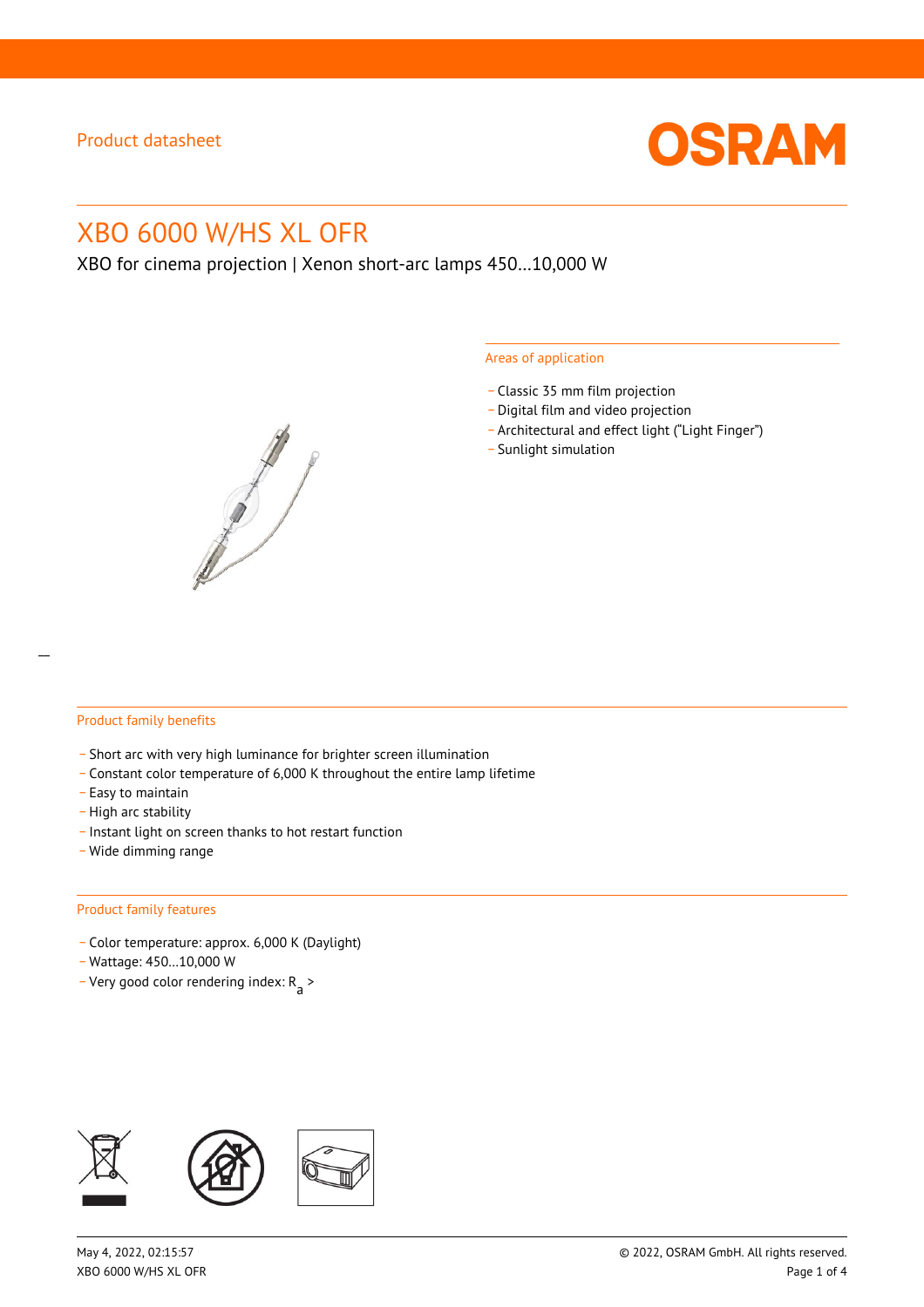Product datasheet

# XBO 6000 W/HS XL OFR

XBO for cinema projection | Xenon short-arc lamps 450...10,000 W

## Areas of application

- Classic 35 mm film projection
- Digital film and video projection
- Architectural and effect light (“Light Finger”)
- Sunlight simulation

## Product family benefits

- Short arc with very high luminance for brighter screen illumination
- Constant color temperature of 6,000 K throughout the entire lamp lifetime
- Easy to maintain
- High arc stability
- Instant light on screen thanks to hot restart function
- Wide dimming range

## Product family features

- Color temperature: approx. 6,000 K (Daylight)
- Wattage: 450...10,000 W
- Very good color rendering index: $R_a$ >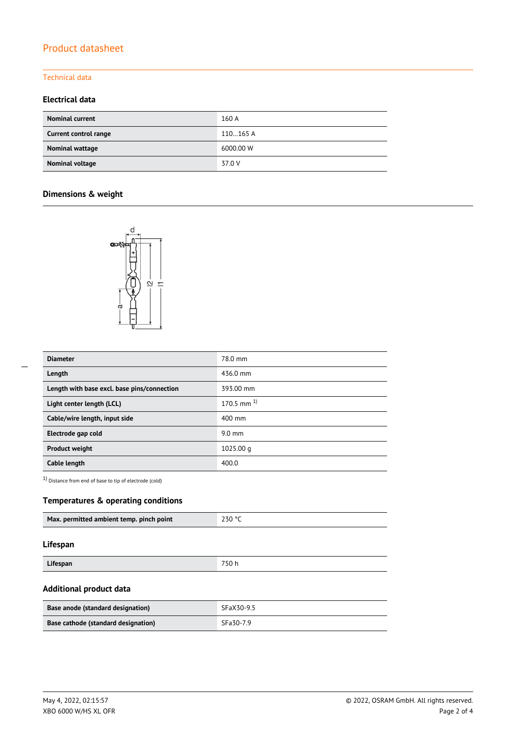# Product datasheet

## Technical data

### Electrical data

| | |
|---|---|
| **Nominal current** | 160 A |
| **Current control range** | 110…165 A |
| **Nominal wattage** | 6000.00 W |
| **Nominal voltage** | 37.0 V |

### Dimensions & weight

| | |
|---|---|
| **Diameter** | 78.0 mm |
| **Length** | 436.0 mm |
| **Length with base excl. base pins/connection** | 393.00 mm |
| **Light center length (LCL)** | 170.5 mm [1] |
| **Cable/wire length, input side** | 400 mm |
| **Electrode gap cold** | 9.0 mm |
| **Product weight** | 1025.00 g |
| **Cable length** | 400.0 |

[1] Distance from end of base to tip of electrode (cold)

### Temperatures & operating conditions

| | |
|---|---|
| **Max. permitted ambient temp. pinch point** | 230 °C |

### Lifespan

| | |
|---|---|
| **Lifespan** | 750 h |

### Additional product data

| | |
|---|---|
| **Base anode (standard designation)** | SFaX30-9.5 |
| **Base cathode (standard designation)** | SFa30-7.9 |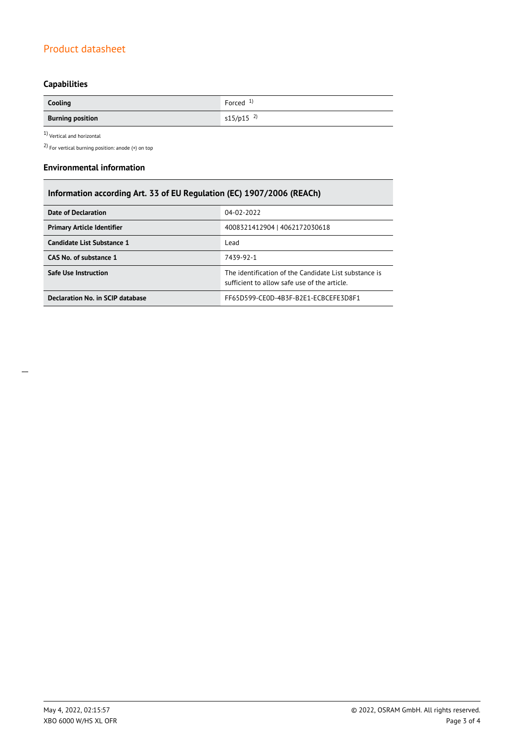## Capabilities

| Cooling | Forced [1] |
|---|---|
| Burning position | s15/p15 [2] |

[1] Vertical and horizontal

[2] For vertical burning position: anode (+) on top

## Environmental information

| Information according Art. 33 of EU Regulation (EC) 1907/2006 (REACh) | |
|---|---|
| Date of Declaration | 04-02-2022 |
| Primary Article Identifier | 4008321412904 \| 4062172030618 |
| Candidate List Substance 1 | Lead |
| CAS No. of substance 1 | 7439-92-1 |
| Safe Use Instruction | The identification of the Candidate List substance is sufficient to allow safe use of the article. |
| Declaration No. in SCIP database | FF65D599-CE0D-4B3F-B2E1-ECBCEFE3D8F1 |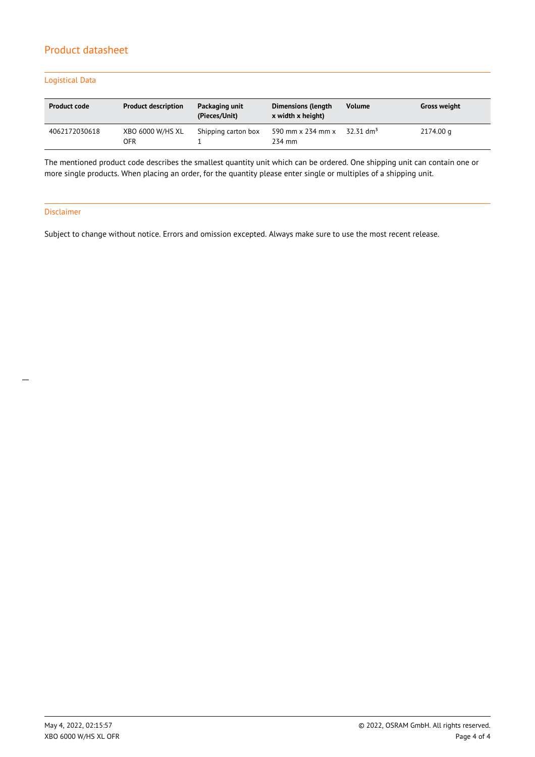# Product datasheet

## Logistical Data

| Product code | Product description | Packaging unit (Pieces/Unit) | Dimensions (length x width x height) | Volume | Gross weight |
|---|---|---|---|---|---|
| 4062172030618 | XBO 6000 W/HS XL OFR | Shipping carton box 1 | 590 mm x 234 mm x 234 mm | 32.31 $dm^3$ | 2174.00 g |

The mentioned product code describes the smallest quantity unit which can be ordered. One shipping unit can contain one or more single products. When placing an order, for the quantity please enter single or multiples of a shipping unit.

## Disclaimer

Subject to change without notice. Errors and omission excepted. Always make sure to use the most recent release.